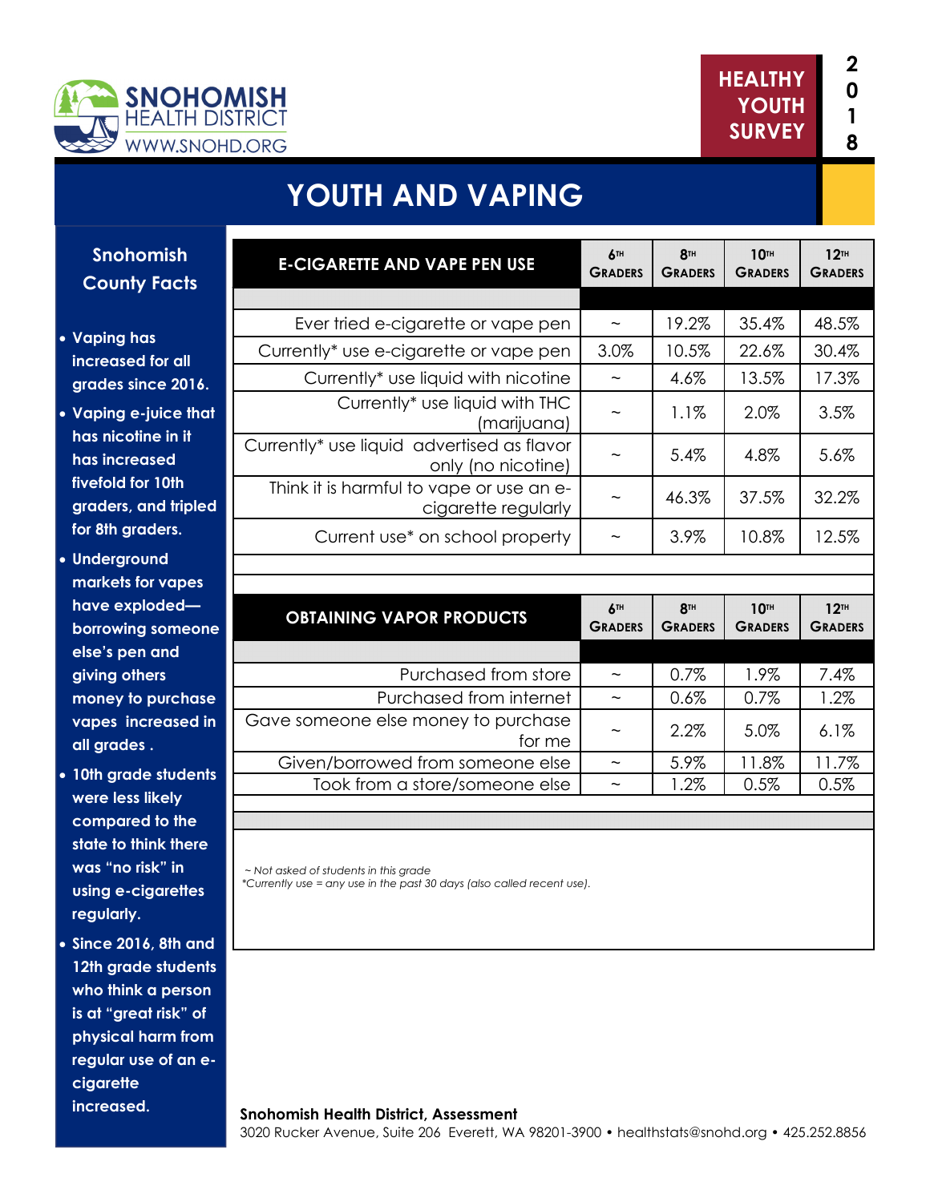SNOHOMISH HEALTH DISTRICT
WWW.SNOHD.ORG

HEALTHY YOUTH SURVEY 2018

# YOUTH AND VAPING

## Snohomish County Facts

- Vaping has increased for all grades since 2016.
- Vaping e-juice that has nicotine in it has increased fivefold for 10th graders, and tripled for 8th graders.
- Underground markets for vapes have exploded—borrowing someone else's pen and giving others money to purchase vapes increased in all grades .
- 10th grade students were less likely compared to the state to think there was "no risk" in using e-cigarettes regularly.
- Since 2016, 8th and 12th grade students who think a person is at "great risk" of physical harm from regular use of an e-cigarette increased.

| E-CIGARETTE AND VAPE PEN USE | 6th Graders | 8th Graders | 10th Graders | 12th Graders |
|---|---|---|---|---|
| Ever tried e-cigarette or vape pen | ~ | 19.2% | 35.4% | 48.5% |
| Currently* use e-cigarette or vape pen | 3.0% | 10.5% | 22.6% | 30.4% |
| Currently* use liquid with nicotine | ~ | 4.6% | 13.5% | 17.3% |
| Currently* use liquid with THC (marijuana) | ~ | 1.1% | 2.0% | 3.5% |
| Currently* use liquid advertised as flavor only (no nicotine) | ~ | 5.4% | 4.8% | 5.6% |
| Think it is harmful to vape or use an e-cigarette regularly | ~ | 46.3% | 37.5% | 32.2% |
| Current use* on school property | ~ | 3.9% | 10.8% | 12.5% |

| OBTAINING VAPOR PRODUCTS | 6th Graders | 8th Graders | 10th Graders | 12th Graders |
|---|---|---|---|---|
| Purchased from store | ~ | 0.7% | 1.9% | 7.4% |
| Purchased from internet | ~ | 0.6% | 0.7% | 1.2% |
| Gave someone else money to purchase for me | ~ | 2.2% | 5.0% | 6.1% |
| Given/borrowed from someone else | ~ | 5.9% | 11.8% | 11.7% |
| Took from a store/someone else | ~ | 1.2% | 0.5% | 0.5% |

*~ Not asked of students in this grade*
*Currently use = any use in the past 30 days (also called recent use).*

**Snohomish Health District, Assessment**
3020 Rucker Avenue, Suite 206 Everett, WA 98201-3900 • healthstats@snohd.org • 425.252.8856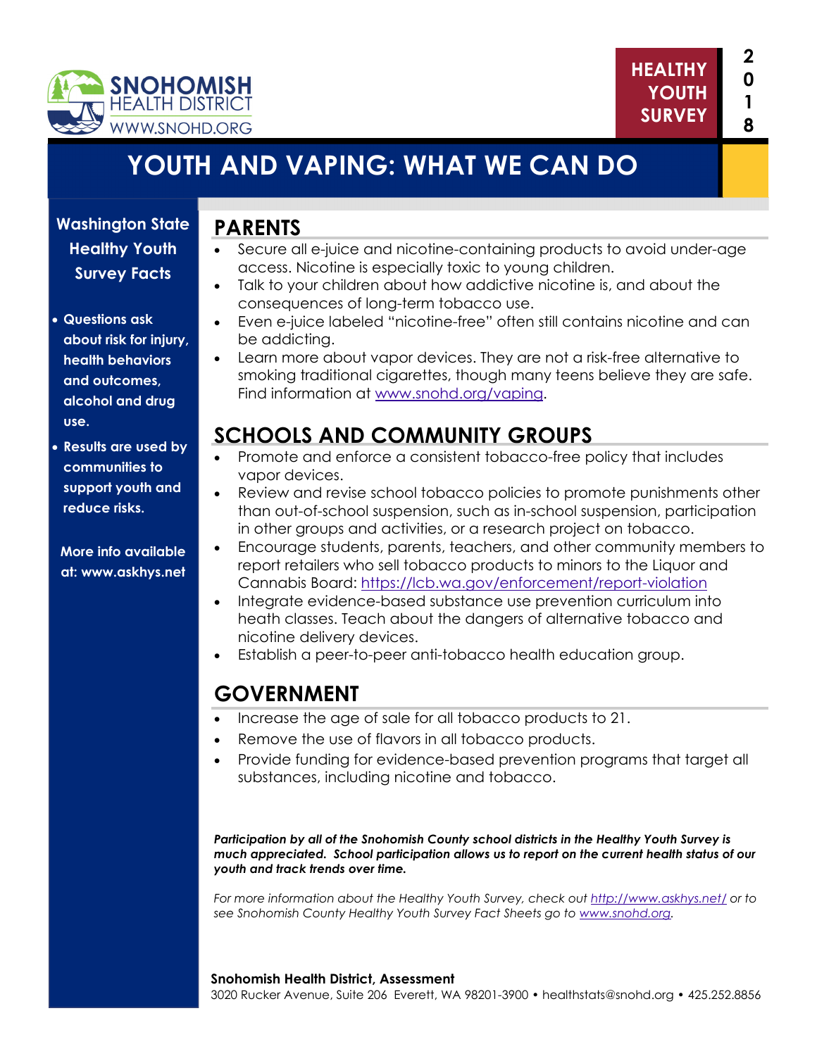SNOHOMISH HEALTH DISTRICT
WWW.SNOHD.ORG

HEALTHY YOUTH SURVEY 2018

# YOUTH AND VAPING: WHAT WE CAN DO

**Washington State Healthy Youth Survey Facts**

- **Questions ask about risk for injury, health behaviors and outcomes, alcohol and drug use.**
- **Results are used by communities to support youth and reduce risks.**

**More info available at: www.askhys.net**

## PARENTS

- Secure all e-juice and nicotine-containing products to avoid under-age access. Nicotine is especially toxic to young children.
- Talk to your children about how addictive nicotine is, and about the consequences of long-term tobacco use.
- Even e-juice labeled "nicotine-free" often still contains nicotine and can be addicting.
- Learn more about vapor devices. They are not a risk-free alternative to smoking traditional cigarettes, though many teens believe they are safe. Find information at www.snohd.org/vaping.

## SCHOOLS AND COMMUNITY GROUPS

- Promote and enforce a consistent tobacco-free policy that includes vapor devices.
- Review and revise school tobacco policies to promote punishments other than out-of-school suspension, such as in-school suspension, participation in other groups and activities, or a research project on tobacco.
- Encourage students, parents, teachers, and other community members to report retailers who sell tobacco products to minors to the Liquor and Cannabis Board: https://lcb.wa.gov/enforcement/report-violation
- Integrate evidence-based substance use prevention curriculum into heath classes. Teach about the dangers of alternative tobacco and nicotine delivery devices.
- Establish a peer-to-peer anti-tobacco health education group.

## GOVERNMENT

- Increase the age of sale for all tobacco products to 21.
- Remove the use of flavors in all tobacco products.
- Provide funding for evidence-based prevention programs that target all substances, including nicotine and tobacco.

***Participation by all of the Snohomish County school districts in the Healthy Youth Survey is much appreciated. School participation allows us to report on the current health status of our youth and track trends over time.***

*For more information about the Healthy Youth Survey, check out http://www.askhys.net/ or to see Snohomish County Healthy Youth Survey Fact Sheets go to www.snohd.org.*

**Snohomish Health District, Assessment**
3020 Rucker Avenue, Suite 206 Everett, WA 98201-3900 • healthstats@snohd.org • 425.252.8856